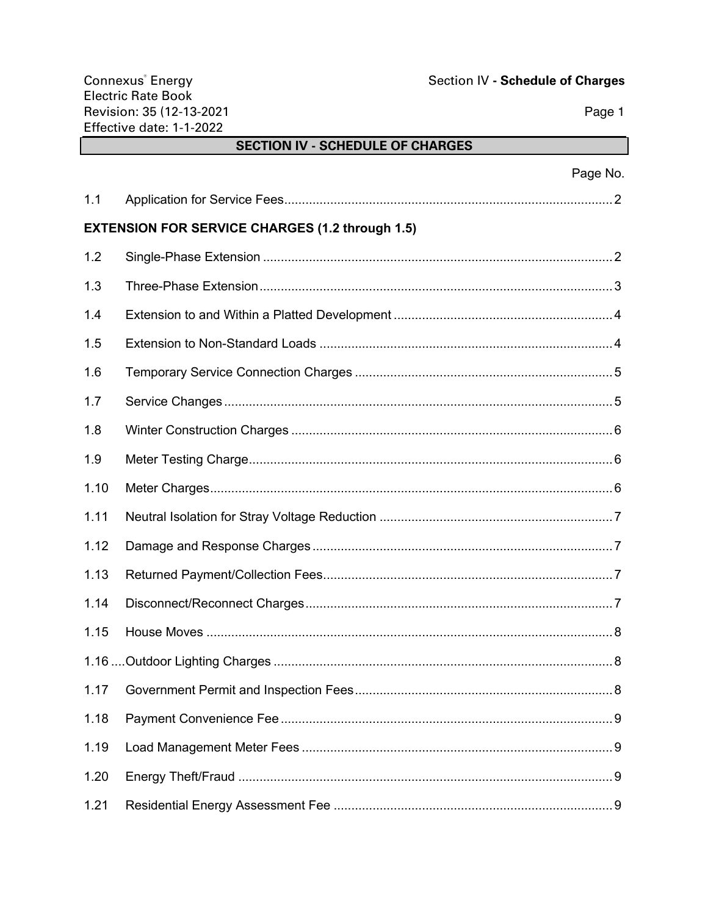## SECTION IV - SCHEDULE OF CHARGES

| | | Page No. |
|---|---|---|
| 1.1 | Application for Service Fees | 2 |
| **EXTENSION FOR SERVICE CHARGES (1.2 through 1.5)** | | |
| 1.2 | Single-Phase Extension | 2 |
| 1.3 | Three-Phase Extension | 3 |
| 1.4 | Extension to and Within a Platted Development | 4 |
| 1.5 | Extension to Non-Standard Loads | 4 |
| 1.6 | Temporary Service Connection Charges | 5 |
| 1.7 | Service Changes | 5 |
| 1.8 | Winter Construction Charges | 6 |
| 1.9 | Meter Testing Charge | 6 |
| 1.10 | Meter Charges | 6 |
| 1.11 | Neutral Isolation for Stray Voltage Reduction | 7 |
| 1.12 | Damage and Response Charges | 7 |
| 1.13 | Returned Payment/Collection Fees | 7 |
| 1.14 | Disconnect/Reconnect Charges | 7 |
| 1.15 | House Moves | 8 |
| 1.16 | Outdoor Lighting Charges | 8 |
| 1.17 | Government Permit and Inspection Fees | 8 |
| 1.18 | Payment Convenience Fee | 9 |
| 1.19 | Load Management Meter Fees | 9 |
| 1.20 | Energy Theft/Fraud | 9 |
| 1.21 | Residential Energy Assessment Fee | 9 |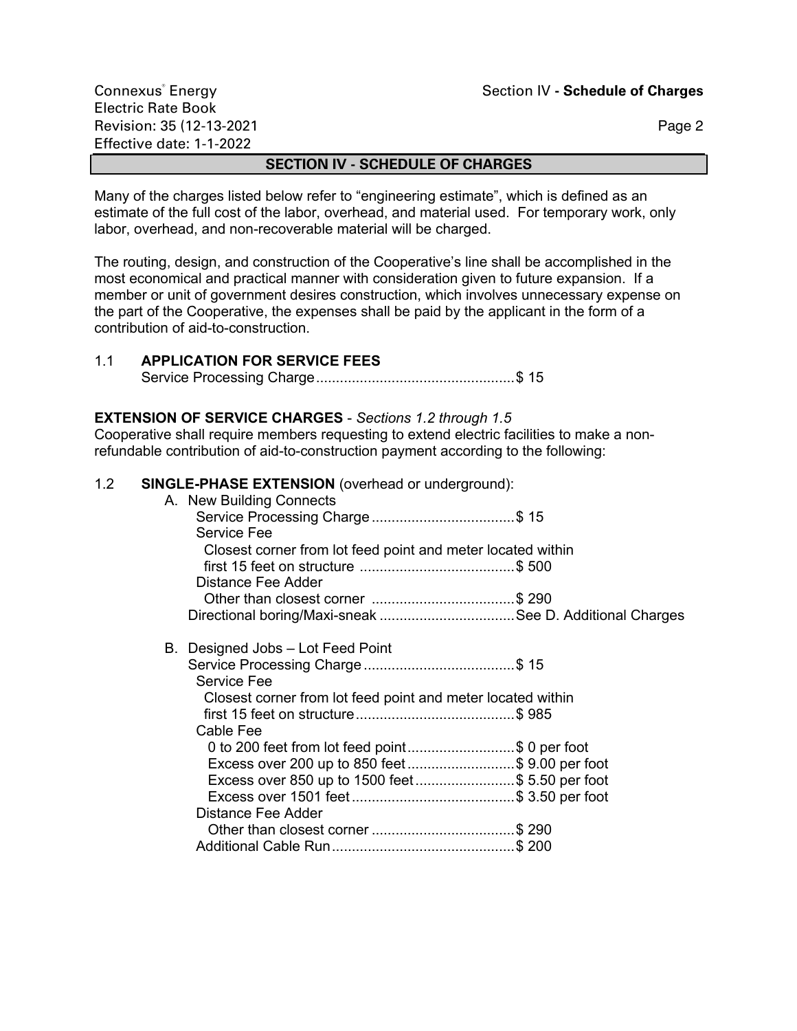## SECTION IV - SCHEDULE OF CHARGES

Many of the charges listed below refer to "engineering estimate", which is defined as an estimate of the full cost of the labor, overhead, and material used. For temporary work, only labor, overhead, and non-recoverable material will be charged.

The routing, design, and construction of the Cooperative's line shall be accomplished in the most economical and practical manner with consideration given to future expansion. If a member or unit of government desires construction, which involves unnecessary expense on the part of the Cooperative, the expenses shall be paid by the applicant in the form of a contribution of aid-to-construction.

### 1.1 APPLICATION FOR SERVICE FEES

Service Processing Charge.................................................$ 15

### EXTENSION OF SERVICE CHARGES - *Sections 1.2 through 1.5*

Cooperative shall require members requesting to extend electric facilities to make a non-refundable contribution of aid-to-construction payment according to the following:

### 1.2 SINGLE-PHASE EXTENSION (overhead or underground):

A. New Building Connects

- Service Processing Charge ...................................$ 15
- Service Fee
  - Closest corner from lot feed point and meter located within first 15 feet on structure .......................................$ 500
- Distance Fee Adder
  - Other than closest corner ....................................$ 290
- Directional boring/Maxi-sneak ..................................See D. Additional Charges

B. Designed Jobs – Lot Feed Point

- Service Processing Charge .....................................$ 15
- Service Fee
  - Closest corner from lot feed point and meter located within first 15 feet on structure........................................$ 985
- Cable Fee
  - 0 to 200 feet from lot feed point...........................$ 0 per foot
  - Excess over 200 up to 850 feet...........................$ 9.00 per foot
  - Excess over 850 up to 1500 feet.........................$ 5.50 per foot
  - Excess over 1501 feet........................................$ 3.50 per foot
- Distance Fee Adder
  - Other than closest corner ....................................$ 290
- Additional Cable Run.............................................$ 200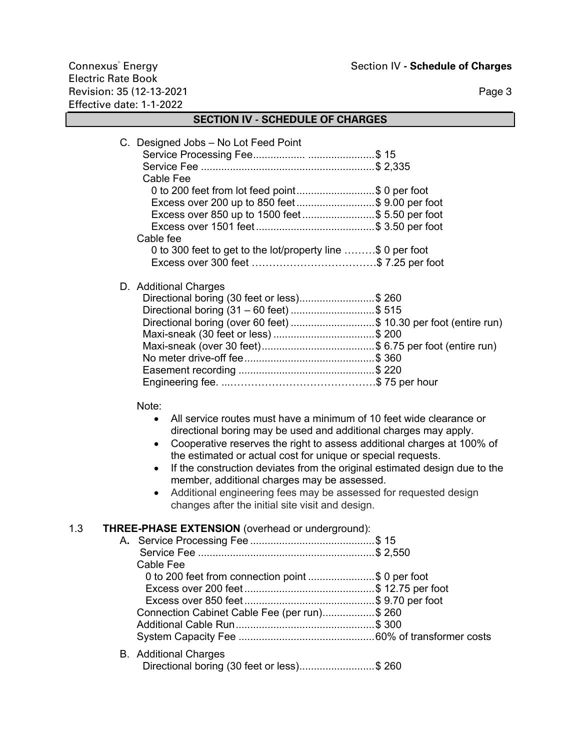## SECTION IV - SCHEDULE OF CHARGES

C. Designed Jobs – No Lot Feed Point

| | |
|---|---|
| Service Processing Fee | $ 15 |
| Service Fee | $ 2,335 |
| Cable Fee | |
| 0 to 200 feet from lot feed point | $ 0 per foot |
| Excess over 200 up to 850 feet | $ 9.00 per foot |
| Excess over 850 up to 1500 feet | $ 5.50 per foot |
| Excess over 1501 feet | $ 3.50 per foot |
| Cable fee | |
| 0 to 300 feet to get to the lot/property line | $ 0 per foot |
| Excess over 300 feet | $ 7.25 per foot |

D. Additional Charges

| | |
|---|---|
| Directional boring (30 feet or less) | $ 260 |
| Directional boring (31 – 60 feet) | $ 515 |
| Directional boring (over 60 feet) | $ 10.30 per foot (entire run) |
| Maxi-sneak (30 feet or less) | $ 200 |
| Maxi-sneak (over 30 feet) | $ 6.75 per foot (entire run) |
| No meter drive-off fee | $ 360 |
| Easement recording | $ 220 |
| Engineering fee. | $ 75 per hour |

Note:

- All service routes must have a minimum of 10 feet wide clearance or directional boring may be used and additional charges may apply.
- Cooperative reserves the right to assess additional charges at 100% of the estimated or actual cost for unique or special requests.
- If the construction deviates from the original estimated design due to the member, additional charges may be assessed.
- Additional engineering fees may be assessed for requested design changes after the initial site visit and design.

1.3 **THREE-PHASE EXTENSION** (overhead or underground):

A. 

| | |
|---|---|
| Service Processing Fee | $ 15 |
| Service Fee | $ 2,550 |
| Cable Fee | |
| 0 to 200 feet from connection point | $ 0 per foot |
| Excess over 200 feet | $ 12.75 per foot |
| Excess over 850 feet | $ 9.70 per foot |
| Connection Cabinet Cable Fee (per run) | $ 260 |
| Additional Cable Run | $ 300 |
| System Capacity Fee | 60% of transformer costs |

B. Additional Charges

| | |
|---|---|
| Directional boring (30 feet or less) | $ 260 |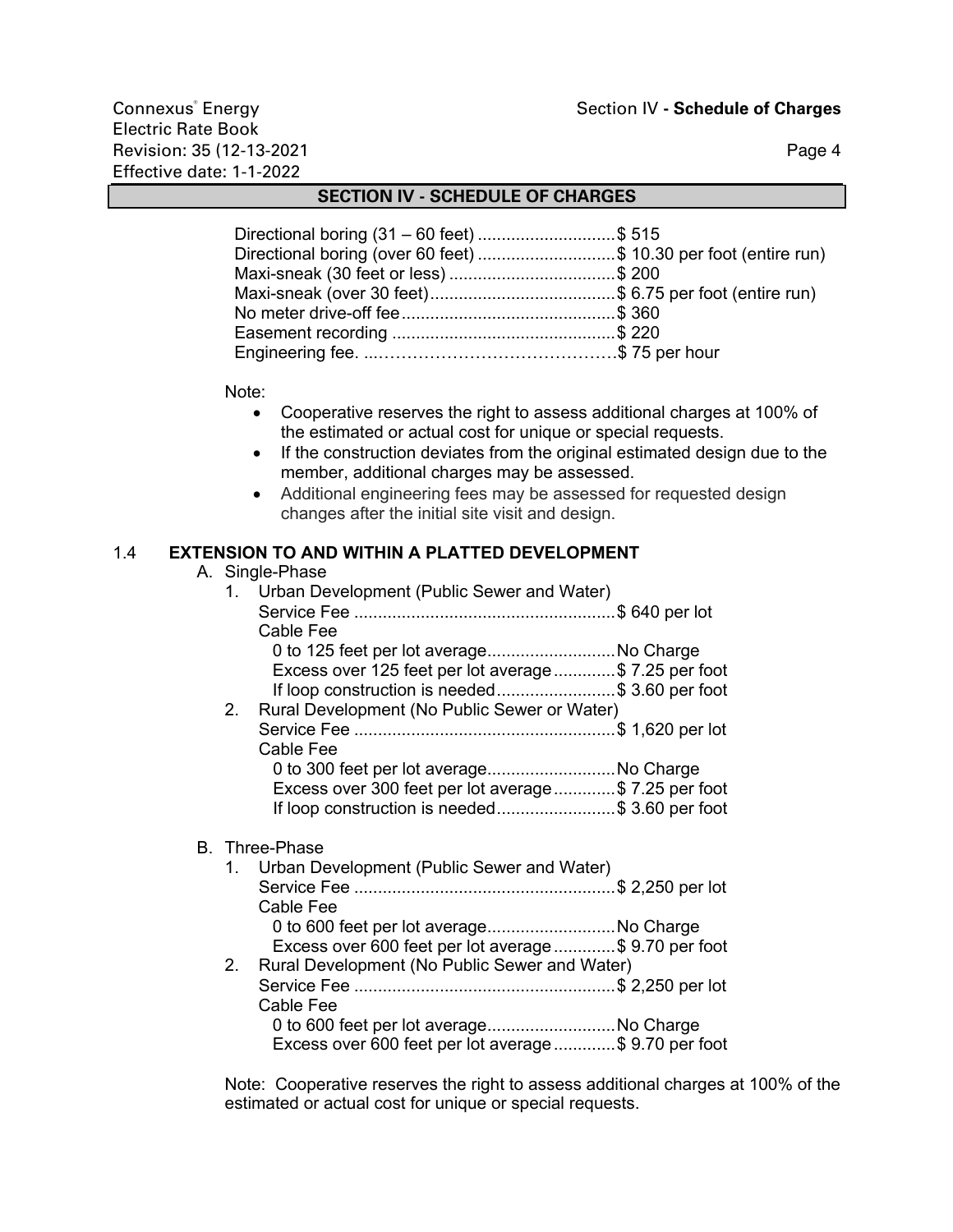## SECTION IV - SCHEDULE OF CHARGES

Directional boring (31 – 60 feet) ............................ $ 515
Directional boring (over 60 feet) ............................ $ 10.30 per foot (entire run)
Maxi-sneak (30 feet or less) .................................. $ 200
Maxi-sneak (over 30 feet)....................................... $ 6.75 per foot (entire run)
No meter drive-off fee............................................ $ 360
Easement recording .............................................. $ 220
Engineering fee. ...……………………………………$ 75 per hour

Note:

- Cooperative reserves the right to assess additional charges at 100% of the estimated or actual cost for unique or special requests.
- If the construction deviates from the original estimated design due to the member, additional charges may be assessed.
- Additional engineering fees may be assessed for requested design changes after the initial site visit and design.

### 1.4 EXTENSION TO AND WITHIN A PLATTED DEVELOPMENT

A. Single-Phase

1. Urban Development (Public Sewer and Water)
   Service Fee ...................................................... $ 640 per lot
   Cable Fee
   0 to 125 feet per lot average........................... No Charge
   Excess over 125 feet per lot average ............ $ 7.25 per foot
   If loop construction is needed......................... $ 3.60 per foot
2. Rural Development (No Public Sewer or Water)
   Service Fee ...................................................... $ 1,620 per lot
   Cable Fee
   0 to 300 feet per lot average........................... No Charge
   Excess over 300 feet per lot average ............ $ 7.25 per foot
   If loop construction is needed......................... $ 3.60 per foot

B. Three-Phase

1. Urban Development (Public Sewer and Water)
   Service Fee ...................................................... $ 2,250 per lot
   Cable Fee
   0 to 600 feet per lot average........................... No Charge
   Excess over 600 feet per lot average ............ $ 9.70 per foot
2. Rural Development (No Public Sewer and Water)
   Service Fee ...................................................... $ 2,250 per lot
   Cable Fee
   0 to 600 feet per lot average........................... No Charge
   Excess over 600 feet per lot average ............ $ 9.70 per foot

Note: Cooperative reserves the right to assess additional charges at 100% of the estimated or actual cost for unique or special requests.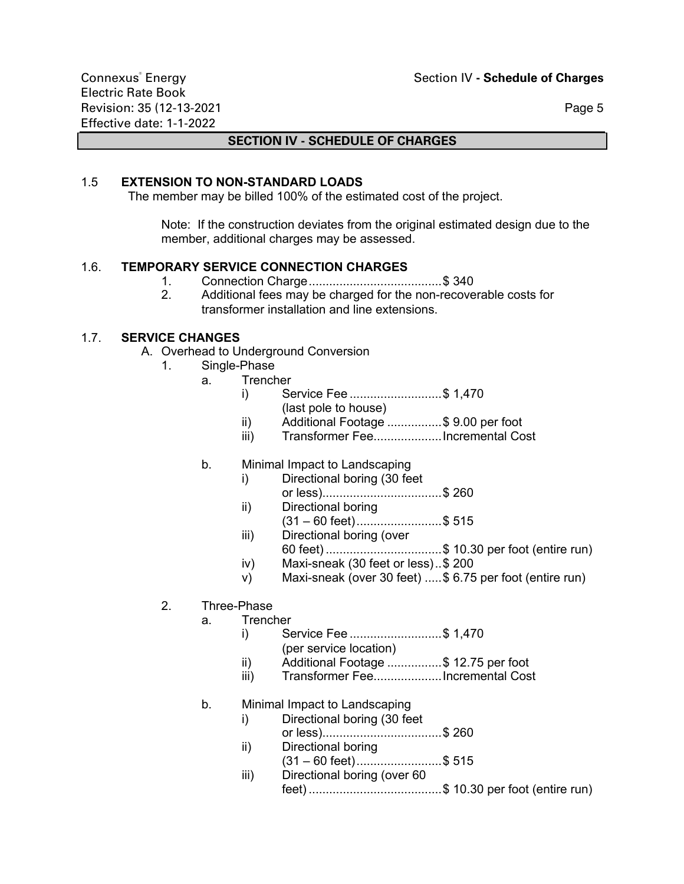## SECTION IV - SCHEDULE OF CHARGES

### 1.5 EXTENSION TO NON-STANDARD LOADS

The member may be billed 100% of the estimated cost of the project.

Note: If the construction deviates from the original estimated design due to the member, additional charges may be assessed.

### 1.6. TEMPORARY SERVICE CONNECTION CHARGES

1. Connection Charge....................................... $ 340
2. Additional fees may be charged for the non-recoverable costs for transformer installation and line extensions.

### 1.7. SERVICE CHANGES

A. Overhead to Underground Conversion

1. Single-Phase
   - a. Trencher
     - i) Service Fee ........................... $ 1,470 (last pole to house)
     - ii) Additional Footage ................ $ 9.00 per foot
     - iii) Transformer Fee.................... Incremental Cost
   - b. Minimal Impact to Landscaping
     - i) Directional boring (30 feet or less)................................... $ 260
     - ii) Directional boring (31 – 60 feet)......................... $ 515
     - iii) Directional boring (over 60 feet) .................................. $ 10.30 per foot (entire run)
     - iv) Maxi-sneak (30 feet or less).. $ 200
     - v) Maxi-sneak (over 30 feet) ..... $ 6.75 per foot (entire run)

2. Three-Phase
   - a. Trencher
     - i) Service Fee ........................... $ 1,470 (per service location)
     - ii) Additional Footage ................ $ 12.75 per foot
     - iii) Transformer Fee.................... Incremental Cost
   - b. Minimal Impact to Landscaping
     - i) Directional boring (30 feet or less)................................... $ 260
     - ii) Directional boring (31 – 60 feet)......................... $ 515
     - iii) Directional boring (over 60 feet) ....................................... $ 10.30 per foot (entire run)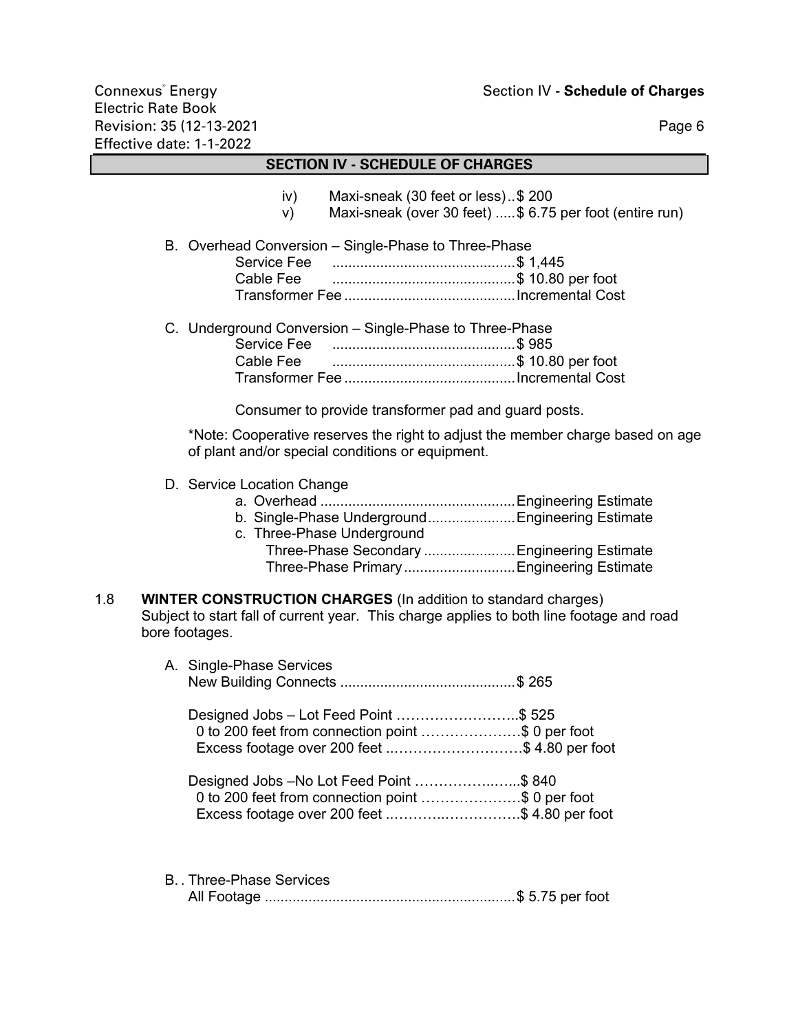## SECTION IV - SCHEDULE OF CHARGES

iv) Maxi-sneak (30 feet or less)..$ 200
v) Maxi-sneak (over 30 feet) .....$ 6.75 per foot (entire run)

B. Overhead Conversion – Single-Phase to Three-Phase
   Service Fee .............................................$ 1,445
   Cable Fee .............................................$ 10.80 per foot
   Transformer Fee ..........................................Incremental Cost

C. Underground Conversion – Single-Phase to Three-Phase
   Service Fee .............................................$ 985
   Cable Fee .............................................$ 10.80 per foot
   Transformer Fee ..........................................Incremental Cost

   Consumer to provide transformer pad and guard posts.

*Note: Cooperative reserves the right to adjust the member charge based on age of plant and/or special conditions or equipment.

D. Service Location Change
   a. Overhead ................................................Engineering Estimate
   b. Single-Phase Underground......................Engineering Estimate
   c. Three-Phase Underground
      Three-Phase Secondary .......................Engineering Estimate
      Three-Phase Primary ............................Engineering Estimate

1.8 **WINTER CONSTRUCTION CHARGES** (In addition to standard charges)
Subject to start fall of current year. This charge applies to both line footage and road bore footages.

A. Single-Phase Services
   New Building Connects ...........................................$ 265

   Designed Jobs – Lot Feed Point ……………………..$ 525
   0 to 200 feet from connection point …………………$ 0 per foot
   Excess footage over 200 feet ..………………………$ 4.80 per foot

   Designed Jobs –No Lot Feed Point ………………..…..$ 840
   0 to 200 feet from connection point …………………$ 0 per foot
   Excess footage over 200 feet ..………..……………..$ 4.80 per foot

B. . Three-Phase Services
   All Footage .............................................................$ 5.75 per foot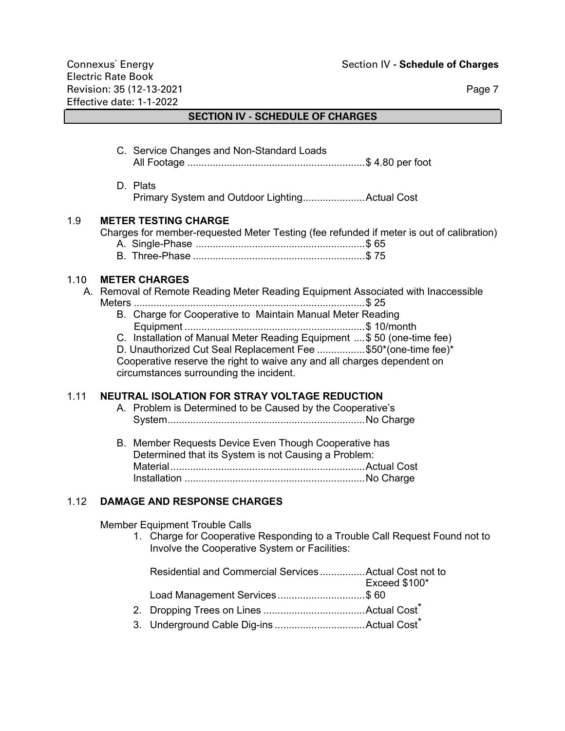## SECTION IV - SCHEDULE OF CHARGES

C. Service Changes and Non-Standard Loads
All Footage ............................................................... $ 4.80 per foot

D. Plats
Primary System and Outdoor Lighting...................... Actual Cost

### 1.9 METER TESTING CHARGE

Charges for member-requested Meter Testing (fee refunded if meter is out of calibration)

A. Single-Phase ........................................................... $ 65
B. Three-Phase ............................................................ $ 75

### 1.10 METER CHARGES

A. Removal of Remote Reading Meter Reading Equipment Associated with Inaccessible Meters .................................................................................. $ 25

B. Charge for Cooperative to Maintain Manual Meter Reading Equipment ............................................................... $ 10/month

C. Installation of Manual Meter Reading Equipment ..... $ 50 (one-time fee)

D. Unauthorized Cut Seal Replacement Fee ................. $50*(one-time fee)*

Cooperative reserve the right to waive any and all charges dependent on circumstances surrounding the incident.

### 1.11 NEUTRAL ISOLATION FOR STRAY VOLTAGE REDUCTION

A. Problem is Determined to be Caused by the Cooperative's System..................................................................... No Charge

B. Member Requests Device Even Though Cooperative has Determined that its System is not Causing a Problem:
Material..................................................................... Actual Cost
Installation ............................................................... No Charge

### 1.12 DAMAGE AND RESPONSE CHARGES

Member Equipment Trouble Calls

1. Charge for Cooperative Responding to a Trouble Call Request Found not to Involve the Cooperative System or Facilities:

   Residential and Commercial Services ................ Actual Cost not to Exceed $100*
   Load Management Services ............................... $ 60

2. Dropping Trees on Lines .................................... Actual Cost*
3. Underground Cable Dig-ins ................................ Actual Cost*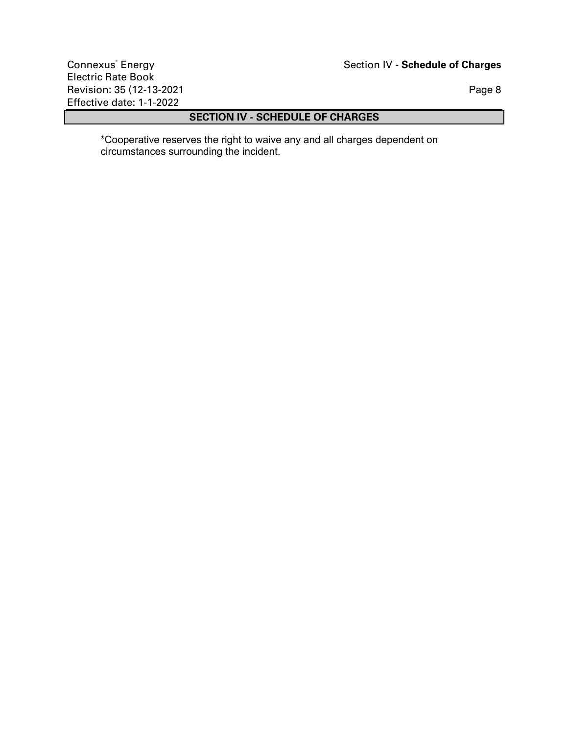*Cooperative reserves the right to waive any and all charges dependent on circumstances surrounding the incident.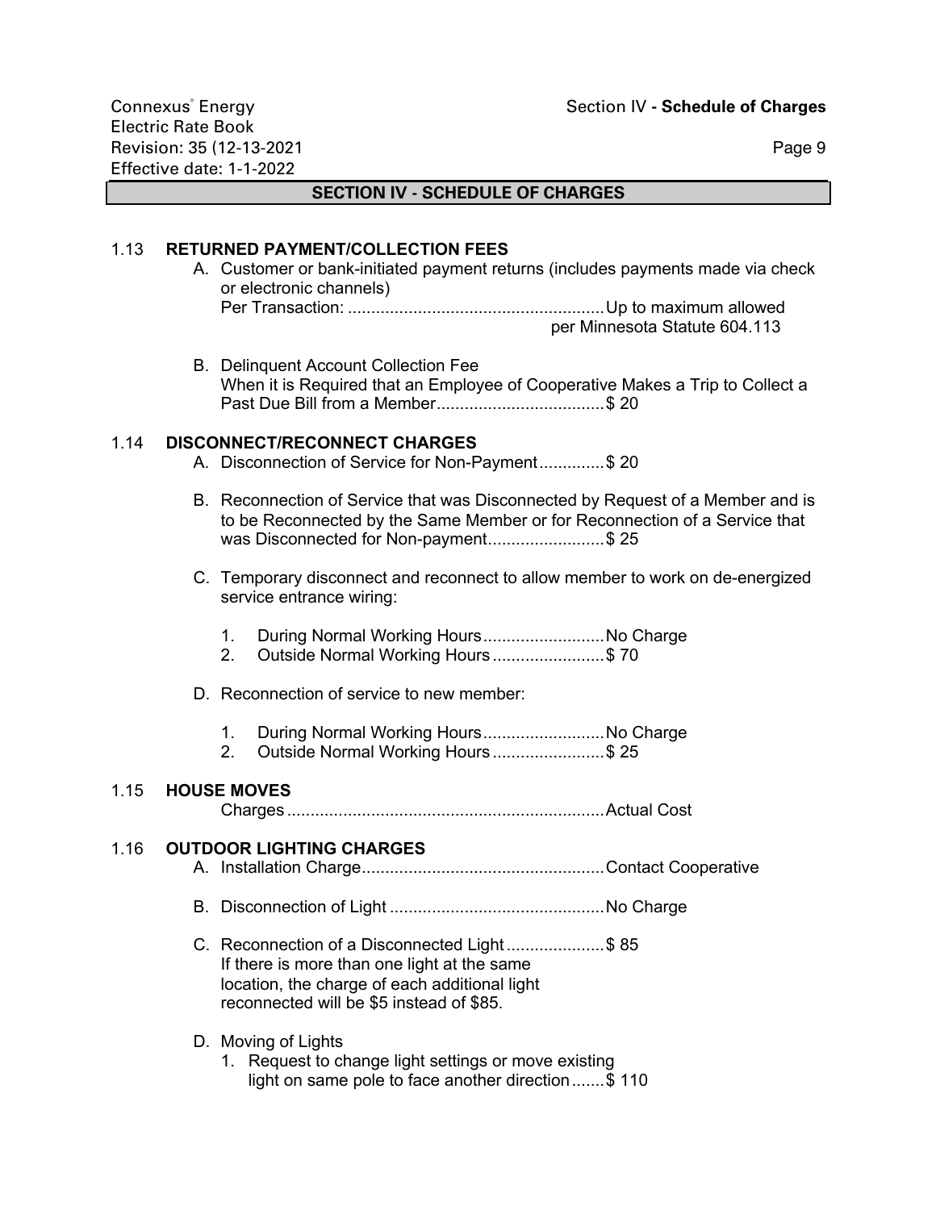## SECTION IV - SCHEDULE OF CHARGES

1.13 **RETURNED PAYMENT/COLLECTION FEES**

A. Customer or bank-initiated payment returns (includes payments made via check or electronic channels)
Per Transaction: ....................................................... Up to maximum allowed per Minnesota Statute 604.113

B. Delinquent Account Collection Fee
When it is Required that an Employee of Cooperative Makes a Trip to Collect a Past Due Bill from a Member.................................... $ 20

1.14 **DISCONNECT/RECONNECT CHARGES**

A. Disconnection of Service for Non-Payment.............. $ 20

B. Reconnection of Service that was Disconnected by Request of a Member and is to be Reconnected by the Same Member or for Reconnection of a Service that was Disconnected for Non-payment......................... $ 25

C. Temporary disconnect and reconnect to allow member to work on de-energized service entrance wiring:

1. During Normal Working Hours.......................... No Charge
2. Outside Normal Working Hours ........................ $ 70

D. Reconnection of service to new member:

1. During Normal Working Hours.......................... No Charge
2. Outside Normal Working Hours ........................ $ 25

1.15 **HOUSE MOVES**

Charges .................................................................... Actual Cost

1.16 **OUTDOOR LIGHTING CHARGES**

A. Installation Charge.................................................... Contact Cooperative

B. Disconnection of Light .............................................. No Charge

C. Reconnection of a Disconnected Light ..................... $ 85
If there is more than one light at the same location, the charge of each additional light reconnected will be $5 instead of $85.

D. Moving of Lights

1. Request to change light settings or move existing light on same pole to face another direction....... $ 110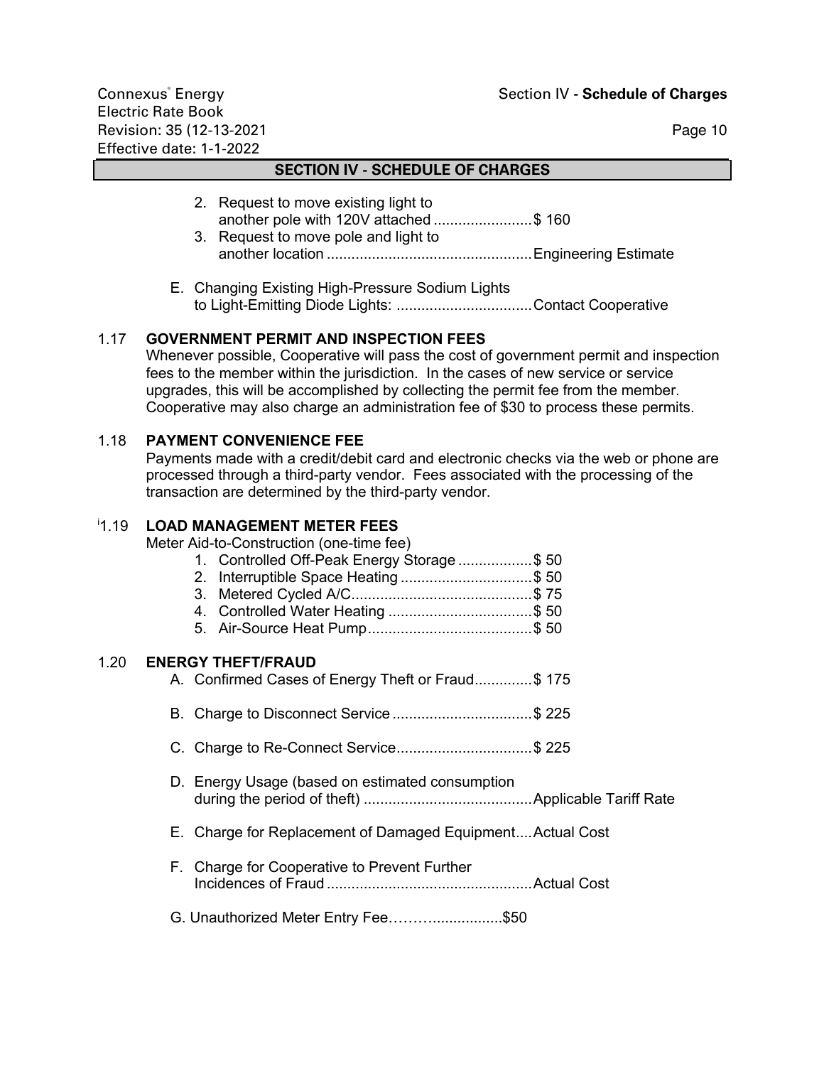## SECTION IV - SCHEDULE OF CHARGES

2. Request to move existing light to another pole with 120V attached ........................ $ 160
3. Request to move pole and light to another location ................................................ Engineering Estimate

E. Changing Existing High-Pressure Sodium Lights to Light-Emitting Diode Lights: ................................ Contact Cooperative

### 1.17 GOVERNMENT PERMIT AND INSPECTION FEES

Whenever possible, Cooperative will pass the cost of government permit and inspection fees to the member within the jurisdiction. In the cases of new service or service upgrades, this will be accomplished by collecting the permit fee from the member. Cooperative may also charge an administration fee of $30 to process these permits.

### 1.18 PAYMENT CONVENIENCE FEE

Payments made with a credit/debit card and electronic checks via the web or phone are processed through a third-party vendor. Fees associated with the processing of the transaction are determined by the third-party vendor.

### [i]1.19 LOAD MANAGEMENT METER FEES

Meter Aid-to-Construction (one-time fee)

1. Controlled Off-Peak Energy Storage .................. $ 50
2. Interruptible Space Heating ................................ $ 50
3. Metered Cycled A/C........................................... $ 75
4. Controlled Water Heating ................................... $ 50
5. Air-Source Heat Pump........................................ $ 50

### 1.20 ENERGY THEFT/FRAUD

A. Confirmed Cases of Energy Theft or Fraud............. $ 175

B. Charge to Disconnect Service ................................. $ 225

C. Charge to Re-Connect Service................................. $ 225

D. Energy Usage (based on estimated consumption during the period of theft) ......................................... Applicable Tariff Rate

E. Charge for Replacement of Damaged Equipment.... Actual Cost

F. Charge for Cooperative to Prevent Further Incidences of Fraud ................................................. Actual Cost

G. Unauthorized Meter Entry Fee………................$50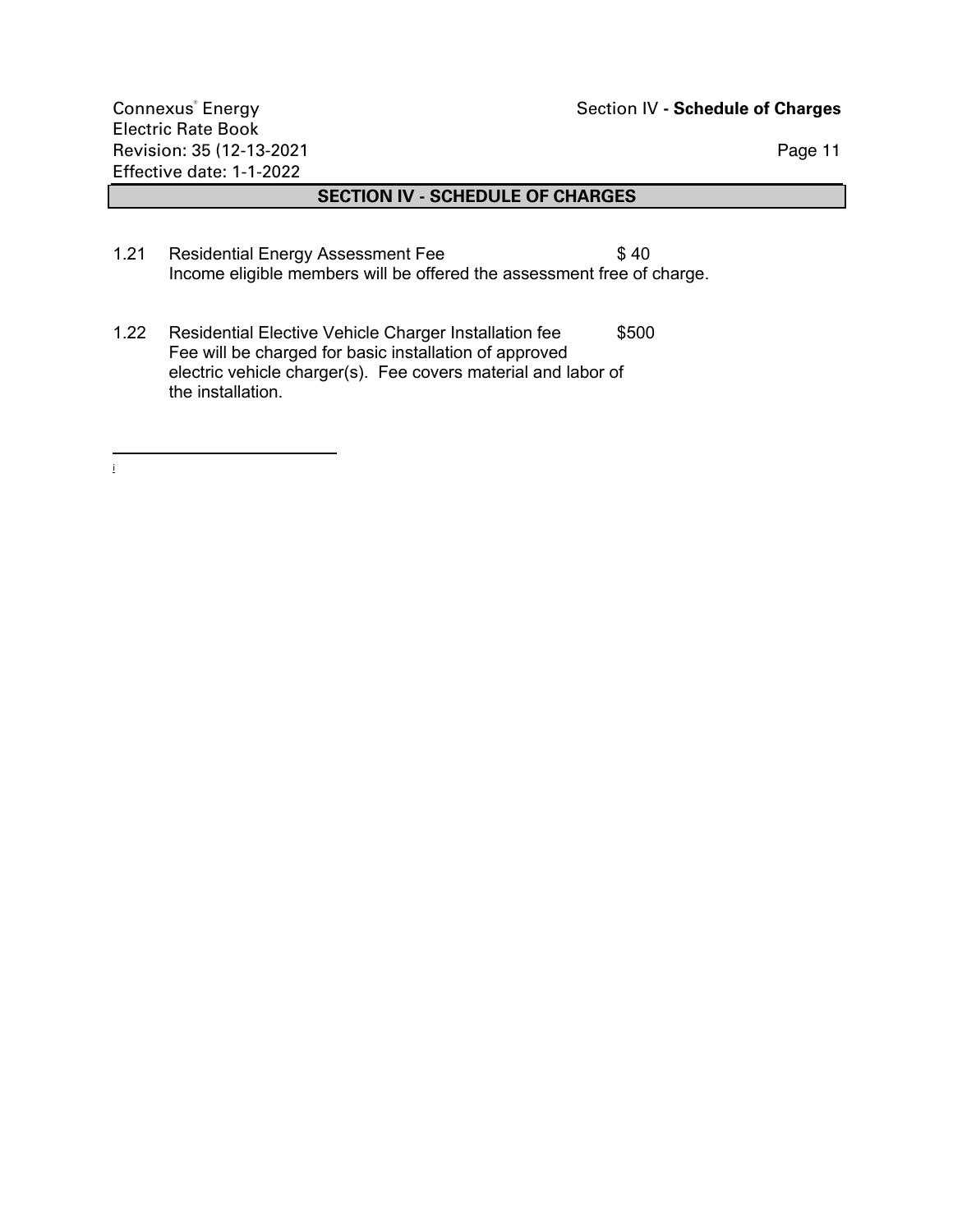## SECTION IV - SCHEDULE OF CHARGES

1.21 Residential Energy Assessment Fee $ 40
Income eligible members will be offered the assessment free of charge.

1.22 Residential Elective Vehicle Charger Installation fee $500
Fee will be charged for basic installation of approved electric vehicle charger(s). Fee covers material and labor of the installation.

---

i